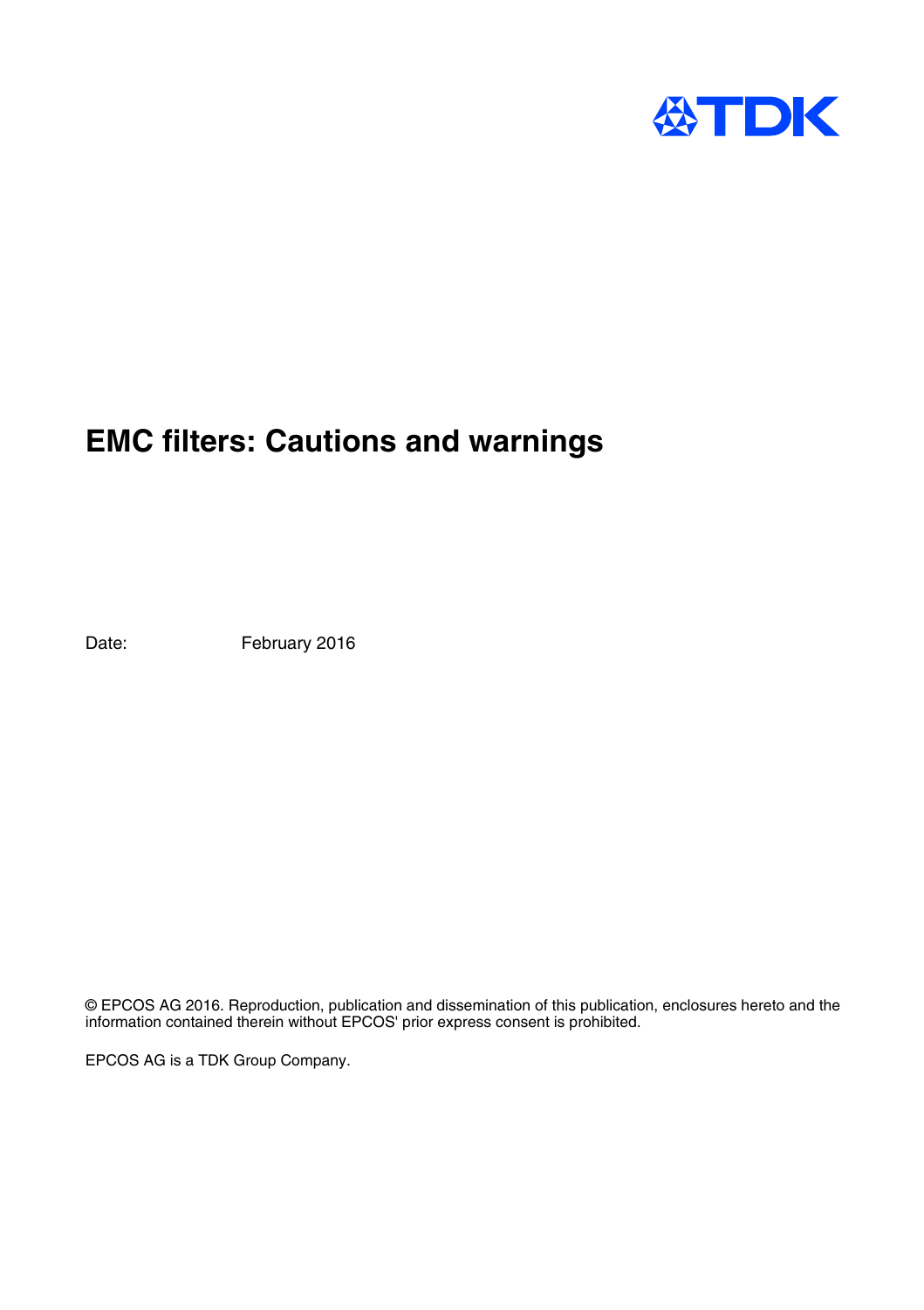# EMC filters: Cautions and warnings

Date: February 2016

© EPCOS AG 2016. Reproduction, publication and dissemination of this publication, enclosures hereto and the information contained therein without EPCOS' prior express consent is prohibited.

EPCOS AG is a TDK Group Company.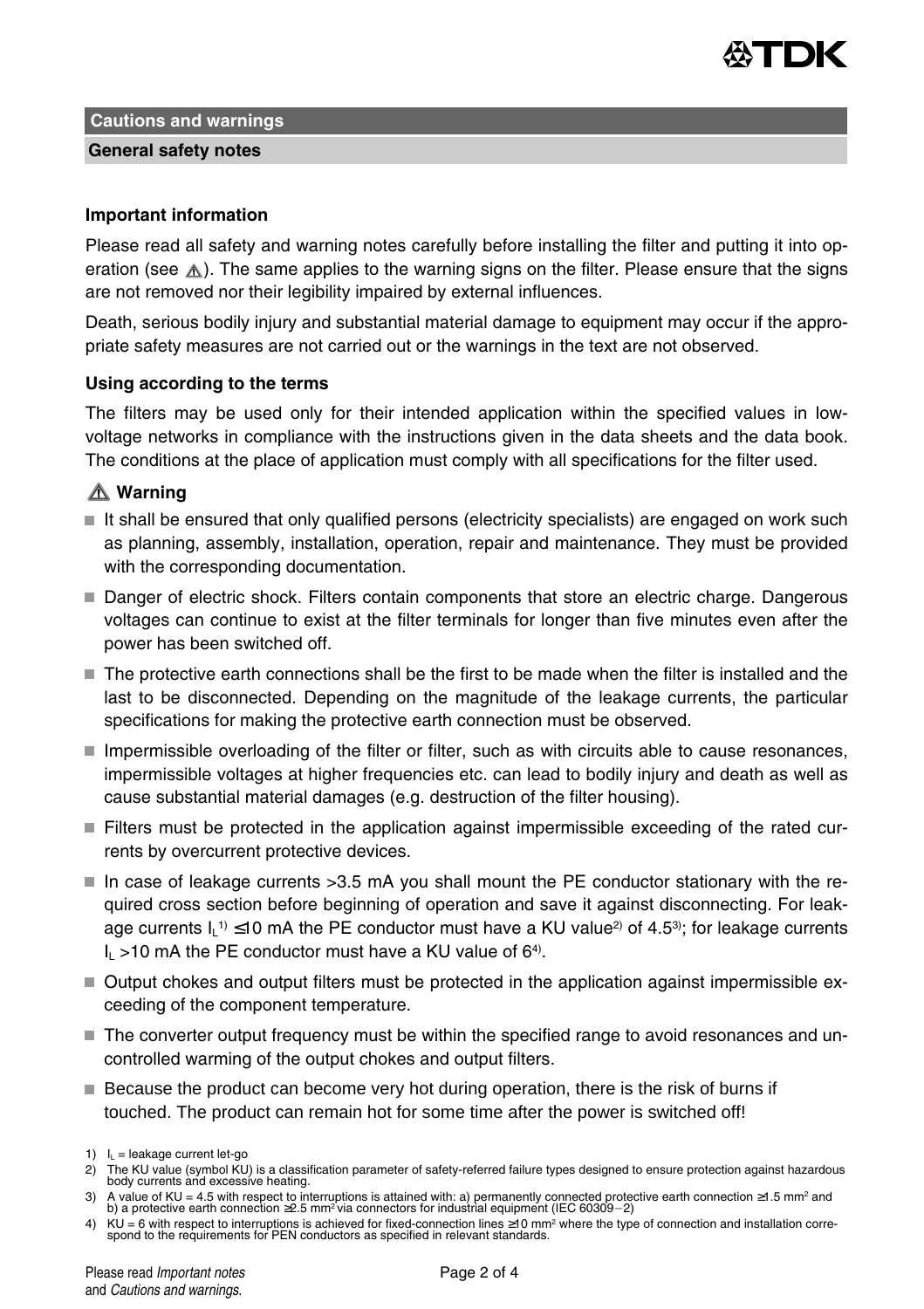## Cautions and warnings

### General safety notes

**Important information**

Please read all safety and warning notes carefully before installing the filter and putting it into operation (see ⚠). The same applies to the warning signs on the filter. Please ensure that the signs are not removed nor their legibility impaired by external influences.

Death, serious bodily injury and substantial material damage to equipment may occur if the appropriate safety measures are not carried out or the warnings in the text are not observed.

**Using according to the terms**

The filters may be used only for their intended application within the specified values in low-voltage networks in compliance with the instructions given in the data sheets and the data book. The conditions at the place of application must comply with all specifications for the filter used.

**⚠ Warning**

- It shall be ensured that only qualified persons (electricity specialists) are engaged on work such as planning, assembly, installation, operation, repair and maintenance. They must be provided with the corresponding documentation.
- Danger of electric shock. Filters contain components that store an electric charge. Dangerous voltages can continue to exist at the filter terminals for longer than five minutes even after the power has been switched off.
- The protective earth connections shall be the first to be made when the filter is installed and the last to be disconnected. Depending on the magnitude of the leakage currents, the particular specifications for making the protective earth connection must be observed.
- Impermissible overloading of the filter or filter, such as with circuits able to cause resonances, impermissible voltages at higher frequencies etc. can lead to bodily injury and death as well as cause substantial material damages (e.g. destruction of the filter housing).
- Filters must be protected in the application against impermissible exceeding of the rated currents by overcurrent protective devices.
- In case of leakage currents >3.5 mA you shall mount the PE conductor stationary with the required cross section before beginning of operation and save it against disconnecting. For leakage currents $I_L$[1] ≤10 mA the PE conductor must have a KU value[2] of 4.5[3]; for leakage currents $I_L$ >10 mA the PE conductor must have a KU value of 6[4].
- Output chokes and output filters must be protected in the application against impermissible exceeding of the component temperature.
- The converter output frequency must be within the specified range to avoid resonances and uncontrolled warming of the output chokes and output filters.
- Because the product can become very hot during operation, there is the risk of burns if touched. The product can remain hot for some time after the power is switched off!

1) $I_L$ = leakage current let-go

2) The KU value (symbol KU) is a classification parameter of safety-referred failure types designed to ensure protection against hazardous body currents and excessive heating.

3) A value of KU = 4.5 with respect to interruptions is attained with: a) permanently connected protective earth connection ≥1.5 mm² and b) a protective earth connection ≥2.5 mm² via connectors for industrial equipment (IEC 60309−2)

4) KU = 6 with respect to interruptions is achieved for fixed-connection lines ≥10 mm² where the type of connection and installation correspond to the requirements for PEN conductors as specified in relevant standards.

Please read *Important notes* and *Cautions and warnings*.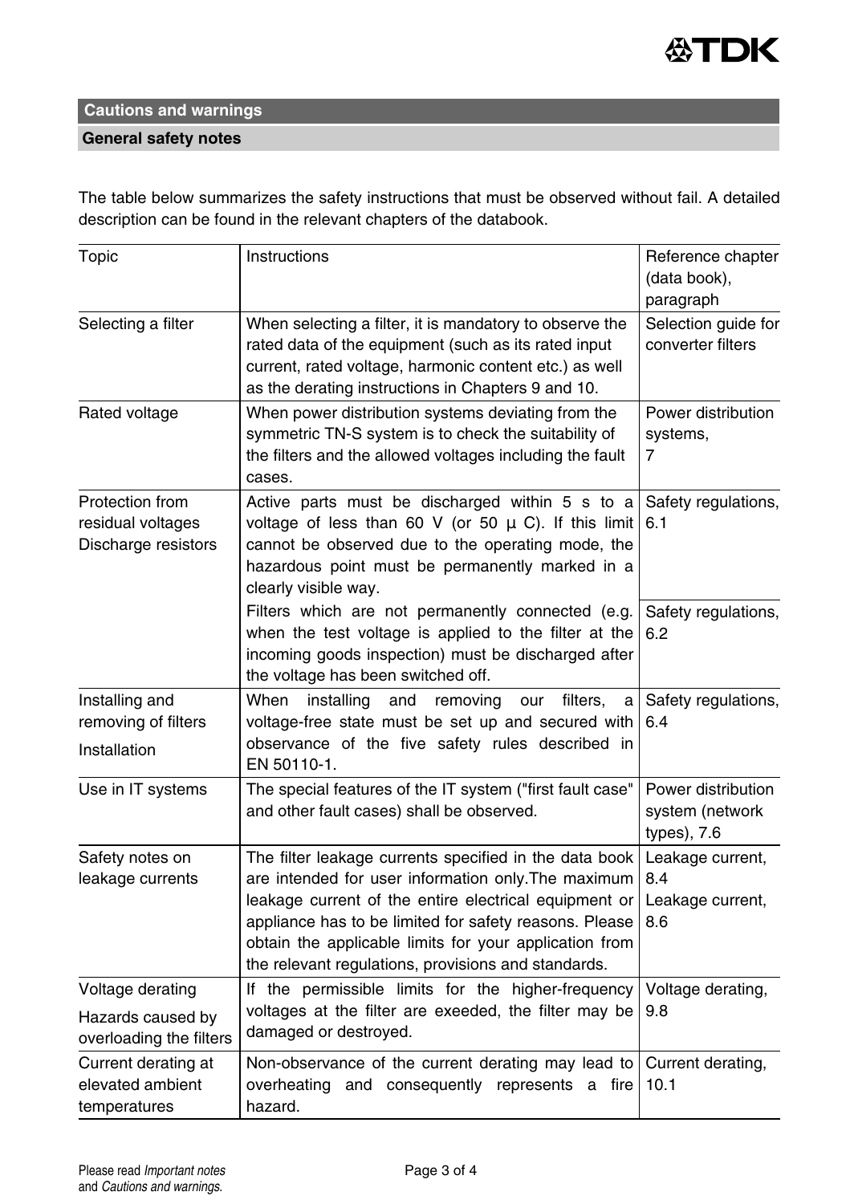## Cautions and warnings

### General safety notes

The table below summarizes the safety instructions that must be observed without fail. A detailed description can be found in the relevant chapters of the databook.

| Topic | Instructions | Reference chapter (data book), paragraph |
|---|---|---|
| Selecting a filter | When selecting a filter, it is mandatory to observe the rated data of the equipment (such as its rated input current, rated voltage, harmonic content etc.) as well as the derating instructions in Chapters 9 and 10. | Selection guide for converter filters |
| Rated voltage | When power distribution systems deviating from the symmetric TN-S system is to check the suitability of the filters and the allowed voltages including the fault cases. | Power distribution systems, 7 |
| Protection from residual voltages Discharge resistors | Active parts must be discharged within 5 s to a voltage of less than 60 V (or 50 µ C). If this limit cannot be observed due to the operating mode, the hazardous point must be permanently marked in a clearly visible way. | Safety regulations, 6.1 |
| | Filters which are not permanently connected (e.g. when the test voltage is applied to the filter at the incoming goods inspection) must be discharged after the voltage has been switched off. | Safety regulations, 6.2 |
| Installing and removing of filters Installation | When installing and removing our filters, a voltage-free state must be set up and secured with observance of the five safety rules described in EN 50110-1. | Safety regulations, 6.4 |
| Use in IT systems | The special features of the IT system ("first fault case" and other fault cases) shall be observed. | Power distribution system (network types), 7.6 |
| Safety notes on leakage currents | The filter leakage currents specified in the data book are intended for user information only.The maximum leakage current of the entire electrical equipment or appliance has to be limited for safety reasons. Please obtain the applicable limits for your application from the relevant regulations, provisions and standards. | Leakage current, 8.4 Leakage current, 8.6 |
| Voltage derating Hazards caused by overloading the filters | If the permissible limits for the higher-frequency voltages at the filter are exeeded, the filter may be damaged or destroyed. | Voltage derating, 9.8 |
| Current derating at elevated ambient temperatures | Non-observance of the current derating may lead to overheating and consequently represents a fire hazard. | Current derating, 10.1 |

Please read *Important notes* and *Cautions and warnings.*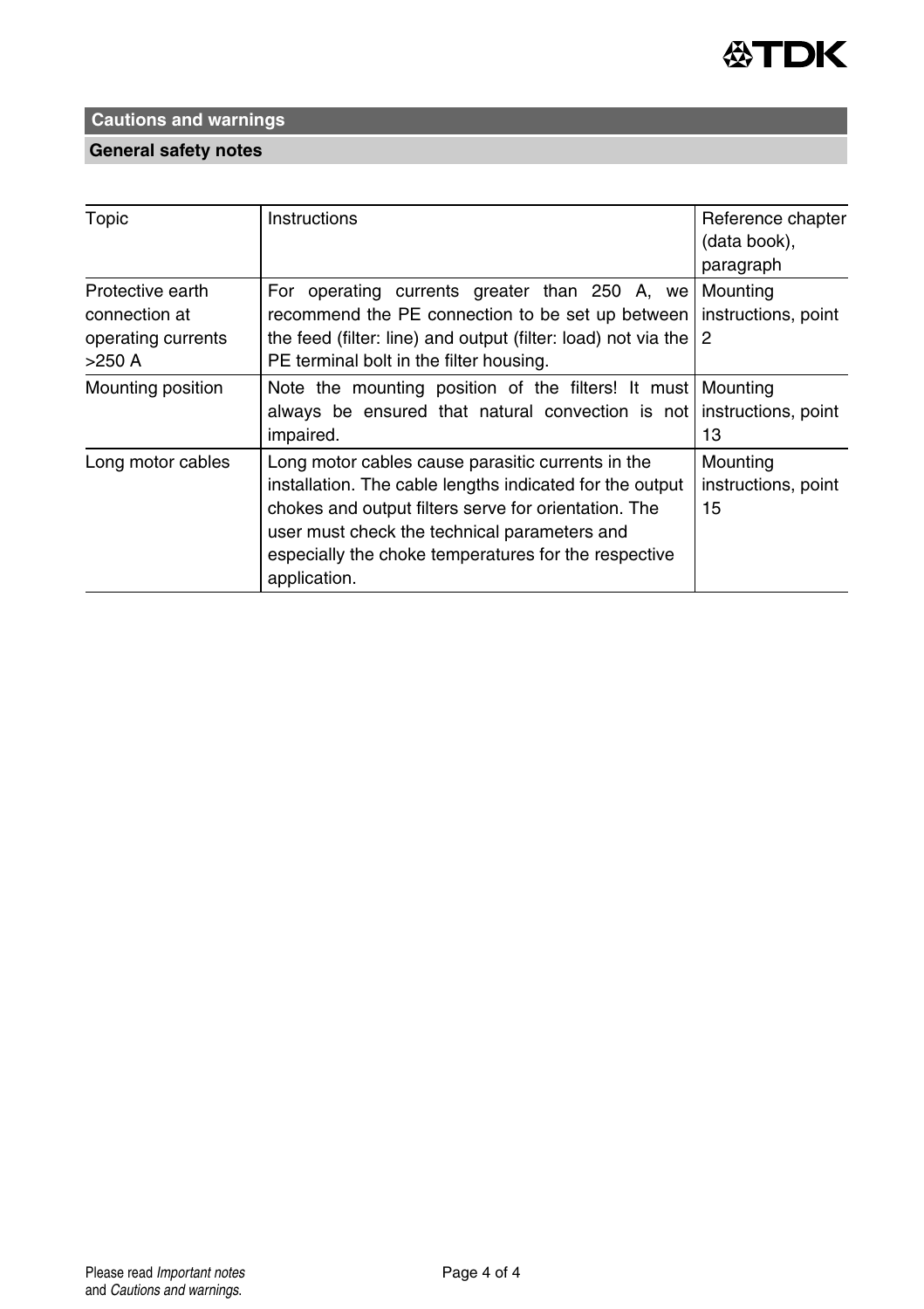## Cautions and warnings

### General safety notes

| Topic | Instructions | Reference chapter (data book), paragraph |
| --- | --- | --- |
| Protective earth connection at operating currents >250 A | For operating currents greater than 250 A, we recommend the PE connection to be set up between the feed (filter: line) and output (filter: load) not via the PE terminal bolt in the filter housing. | Mounting instructions, point 2 |
| Mounting position | Note the mounting position of the filters! It must always be ensured that natural convection is not impaired. | Mounting instructions, point 13 |
| Long motor cables | Long motor cables cause parasitic currents in the installation. The cable lengths indicated for the output chokes and output filters serve for orientation. The user must check the technical parameters and especially the choke temperatures for the respective application. | Mounting instructions, point 15 |